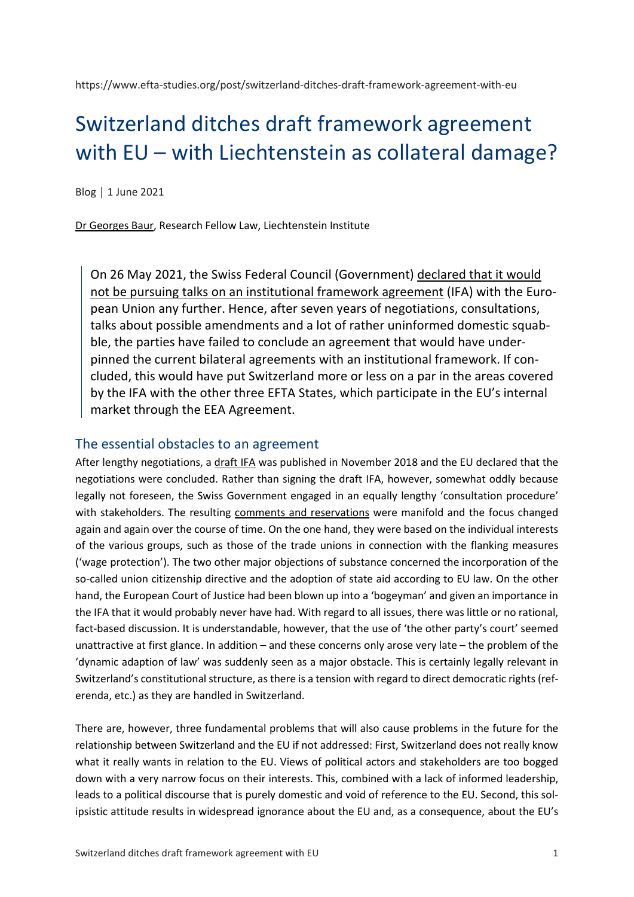https://www.efta-studies.org/post/switzerland-ditches-draft-framework-agreement-with-eu

# Switzerland ditches draft framework agreement with EU – with Liechtenstein as collateral damage?

Blog | 1 June 2021

Dr Georges Baur, Research Fellow Law, Liechtenstein Institute

> On 26 May 2021, the Swiss Federal Council (Government) declared that it would not be pursuing talks on an institutional framework agreement (IFA) with the European Union any further. Hence, after seven years of negotiations, consultations, talks about possible amendments and a lot of rather uninformed domestic squabble, the parties have failed to conclude an agreement that would have underpinned the current bilateral agreements with an institutional framework. If concluded, this would have put Switzerland more or less on a par in the areas covered by the IFA with the other three EFTA States, which participate in the EU's internal market through the EEA Agreement.

## The essential obstacles to an agreement

After lengthy negotiations, a draft IFA was published in November 2018 and the EU declared that the negotiations were concluded. Rather than signing the draft IFA, however, somewhat oddly because legally not foreseen, the Swiss Government engaged in an equally lengthy 'consultation procedure' with stakeholders. The resulting comments and reservations were manifold and the focus changed again and again over the course of time. On the one hand, they were based on the individual interests of the various groups, such as those of the trade unions in connection with the flanking measures ('wage protection'). The two other major objections of substance concerned the incorporation of the so-called union citizenship directive and the adoption of state aid according to EU law. On the other hand, the European Court of Justice had been blown up into a 'bogeyman' and given an importance in the IFA that it would probably never have had. With regard to all issues, there was little or no rational, fact-based discussion. It is understandable, however, that the use of 'the other party's court' seemed unattractive at first glance. In addition – and these concerns only arose very late – the problem of the 'dynamic adaption of law' was suddenly seen as a major obstacle. This is certainly legally relevant in Switzerland's constitutional structure, as there is a tension with regard to direct democratic rights (referenda, etc.) as they are handled in Switzerland.

There are, however, three fundamental problems that will also cause problems in the future for the relationship between Switzerland and the EU if not addressed: First, Switzerland does not really know what it really wants in relation to the EU. Views of political actors and stakeholders are too bogged down with a very narrow focus on their interests. This, combined with a lack of informed leadership, leads to a political discourse that is purely domestic and void of reference to the EU. Second, this solipsistic attitude results in widespread ignorance about the EU and, as a consequence, about the EU's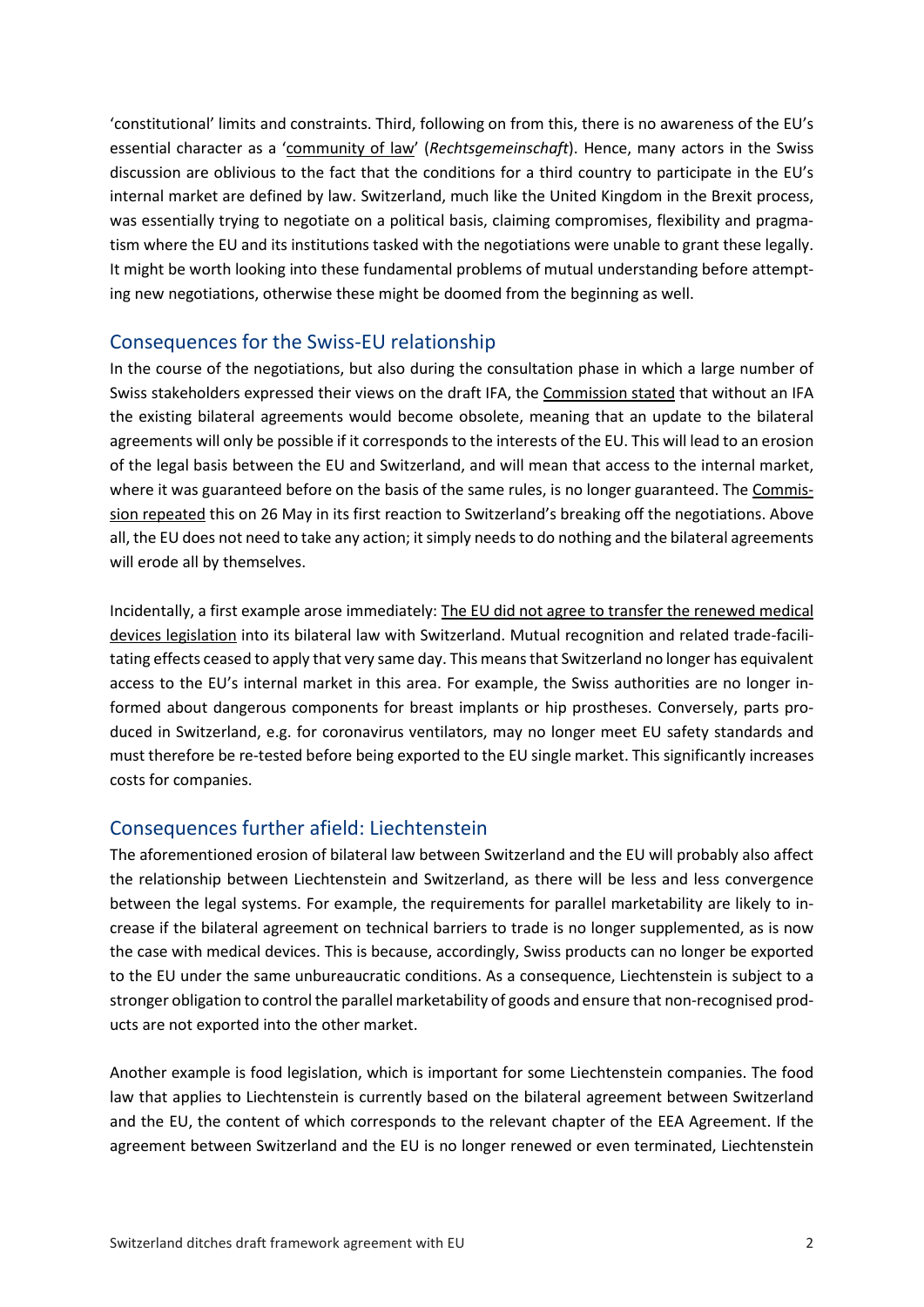'constitutional' limits and constraints. Third, following on from this, there is no awareness of the EU's essential character as a 'community of law' (*Rechtsgemeinschaft*). Hence, many actors in the Swiss discussion are oblivious to the fact that the conditions for a third country to participate in the EU's internal market are defined by law. Switzerland, much like the United Kingdom in the Brexit process, was essentially trying to negotiate on a political basis, claiming compromises, flexibility and pragmatism where the EU and its institutions tasked with the negotiations were unable to grant these legally. It might be worth looking into these fundamental problems of mutual understanding before attempting new negotiations, otherwise these might be doomed from the beginning as well.

## Consequences for the Swiss-EU relationship

In the course of the negotiations, but also during the consultation phase in which a large number of Swiss stakeholders expressed their views on the draft IFA, the Commission stated that without an IFA the existing bilateral agreements would become obsolete, meaning that an update to the bilateral agreements will only be possible if it corresponds to the interests of the EU. This will lead to an erosion of the legal basis between the EU and Switzerland, and will mean that access to the internal market, where it was guaranteed before on the basis of the same rules, is no longer guaranteed. The Commission repeated this on 26 May in its first reaction to Switzerland's breaking off the negotiations. Above all, the EU does not need to take any action; it simply needs to do nothing and the bilateral agreements will erode all by themselves.

Incidentally, a first example arose immediately: The EU did not agree to transfer the renewed medical devices legislation into its bilateral law with Switzerland. Mutual recognition and related trade-facilitating effects ceased to apply that very same day. This means that Switzerland no longer has equivalent access to the EU's internal market in this area. For example, the Swiss authorities are no longer informed about dangerous components for breast implants or hip prostheses. Conversely, parts produced in Switzerland, e.g. for coronavirus ventilators, may no longer meet EU safety standards and must therefore be re-tested before being exported to the EU single market. This significantly increases costs for companies.

## Consequences further afield: Liechtenstein

The aforementioned erosion of bilateral law between Switzerland and the EU will probably also affect the relationship between Liechtenstein and Switzerland, as there will be less and less convergence between the legal systems. For example, the requirements for parallel marketability are likely to increase if the bilateral agreement on technical barriers to trade is no longer supplemented, as is now the case with medical devices. This is because, accordingly, Swiss products can no longer be exported to the EU under the same unbureaucratic conditions. As a consequence, Liechtenstein is subject to a stronger obligation to control the parallel marketability of goods and ensure that non-recognised products are not exported into the other market.

Another example is food legislation, which is important for some Liechtenstein companies. The food law that applies to Liechtenstein is currently based on the bilateral agreement between Switzerland and the EU, the content of which corresponds to the relevant chapter of the EEA Agreement. If the agreement between Switzerland and the EU is no longer renewed or even terminated, Liechtenstein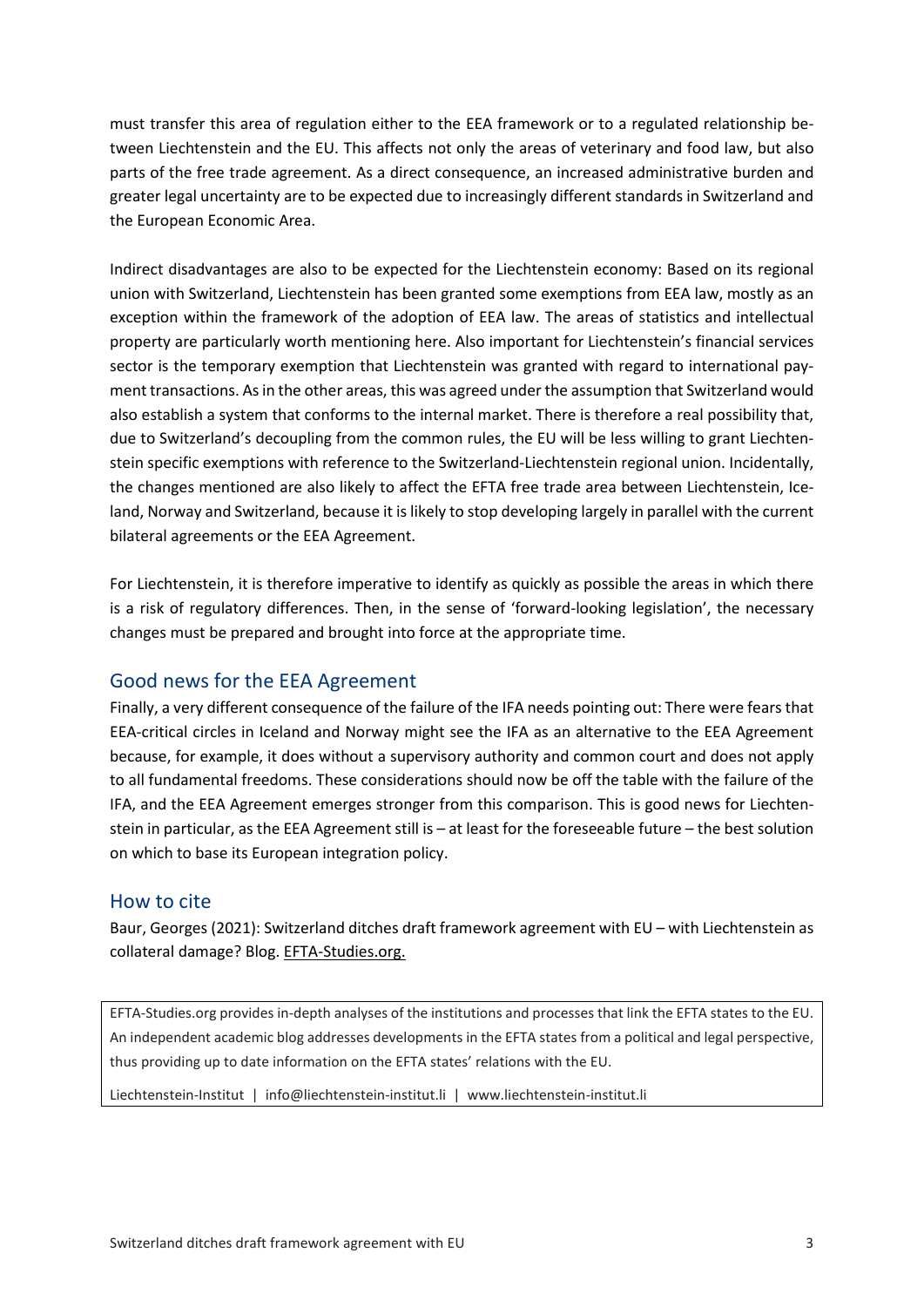must transfer this area of regulation either to the EEA framework or to a regulated relationship between Liechtenstein and the EU. This affects not only the areas of veterinary and food law, but also parts of the free trade agreement. As a direct consequence, an increased administrative burden and greater legal uncertainty are to be expected due to increasingly different standards in Switzerland and the European Economic Area.

Indirect disadvantages are also to be expected for the Liechtenstein economy: Based on its regional union with Switzerland, Liechtenstein has been granted some exemptions from EEA law, mostly as an exception within the framework of the adoption of EEA law. The areas of statistics and intellectual property are particularly worth mentioning here. Also important for Liechtenstein's financial services sector is the temporary exemption that Liechtenstein was granted with regard to international payment transactions. As in the other areas, this was agreed under the assumption that Switzerland would also establish a system that conforms to the internal market. There is therefore a real possibility that, due to Switzerland's decoupling from the common rules, the EU will be less willing to grant Liechtenstein specific exemptions with reference to the Switzerland-Liechtenstein regional union. Incidentally, the changes mentioned are also likely to affect the EFTA free trade area between Liechtenstein, Iceland, Norway and Switzerland, because it is likely to stop developing largely in parallel with the current bilateral agreements or the EEA Agreement.

For Liechtenstein, it is therefore imperative to identify as quickly as possible the areas in which there is a risk of regulatory differences. Then, in the sense of 'forward-looking legislation', the necessary changes must be prepared and brought into force at the appropriate time.

## Good news for the EEA Agreement

Finally, a very different consequence of the failure of the IFA needs pointing out: There were fears that EEA-critical circles in Iceland and Norway might see the IFA as an alternative to the EEA Agreement because, for example, it does without a supervisory authority and common court and does not apply to all fundamental freedoms. These considerations should now be off the table with the failure of the IFA, and the EEA Agreement emerges stronger from this comparison. This is good news for Liechtenstein in particular, as the EEA Agreement still is – at least for the foreseeable future – the best solution on which to base its European integration policy.

## How to cite

Baur, Georges (2021): Switzerland ditches draft framework agreement with EU – with Liechtenstein as collateral damage? Blog. EFTA-Studies.org.

EFTA-Studies.org provides in-depth analyses of the institutions and processes that link the EFTA states to the EU. An independent academic blog addresses developments in the EFTA states from a political and legal perspective, thus providing up to date information on the EFTA states' relations with the EU.

Liechtenstein-Institut | info@liechtenstein-institut.li | www.liechtenstein-institut.li